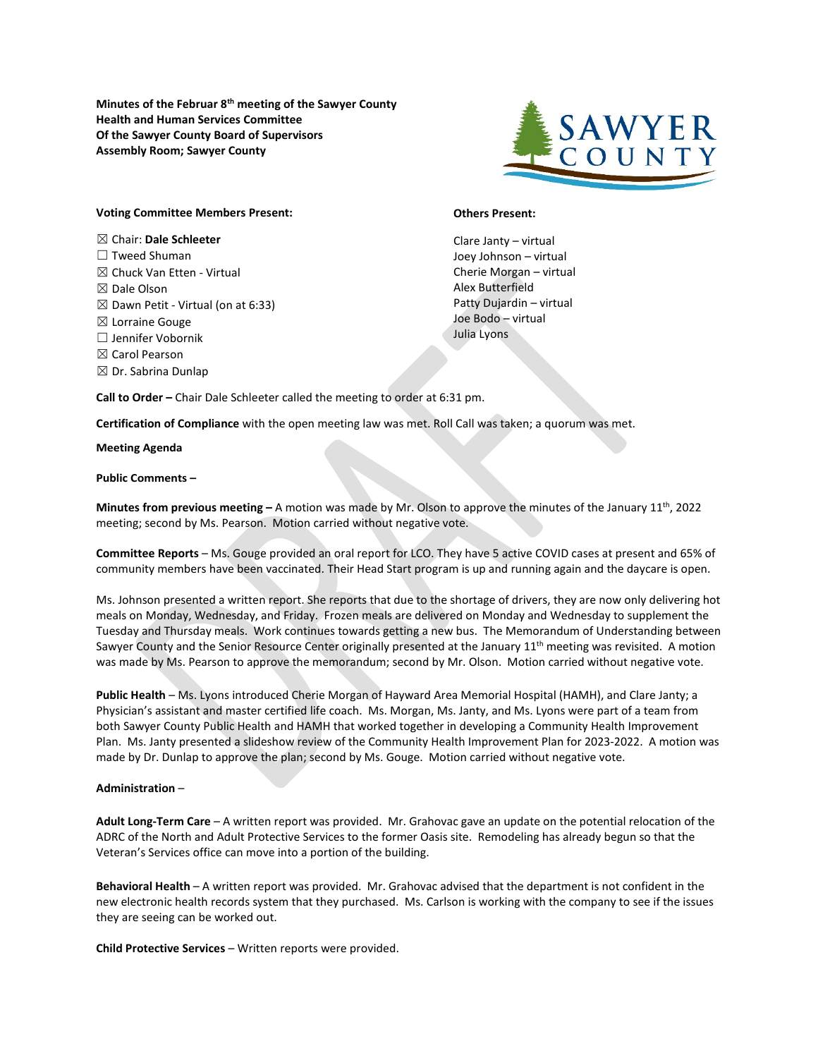**Minutes of the Februar 8th meeting of the Sawyer County Health and Human Services Committee Of the Sawyer County Board of Supervisors Assembly Room; Sawyer County**

**Voting Committee Members Present:**

☒ Chair: **Dale Schleeter**
☐ Tweed Shuman
☒ Chuck Van Etten - Virtual
☒ Dale Olson
☒ Dawn Petit - Virtual (on at 6:33)
☒ Lorraine Gouge
☐ Jennifer Vobornik
☒ Carol Pearson
☒ Dr. Sabrina Dunlap

**Others Present:**

Clare Janty – virtual
Joey Johnson – virtual
Cherie Morgan – virtual
Alex Butterfield
Patty Dujardin – virtual
Joe Bodo – virtual
Julia Lyons

**Call to Order –** Chair Dale Schleeter called the meeting to order at 6:31 pm.

**Certification of Compliance** with the open meeting law was met. Roll Call was taken; a quorum was met.

**Meeting Agenda**

**Public Comments –**

**Minutes from previous meeting –** A motion was made by Mr. Olson to approve the minutes of the January 11th, 2022 meeting; second by Ms. Pearson. Motion carried without negative vote.

**Committee Reports** – Ms. Gouge provided an oral report for LCO. They have 5 active COVID cases at present and 65% of community members have been vaccinated. Their Head Start program is up and running again and the daycare is open.

Ms. Johnson presented a written report. She reports that due to the shortage of drivers, they are now only delivering hot meals on Monday, Wednesday, and Friday. Frozen meals are delivered on Monday and Wednesday to supplement the Tuesday and Thursday meals. Work continues towards getting a new bus. The Memorandum of Understanding between Sawyer County and the Senior Resource Center originally presented at the January 11th meeting was revisited. A motion was made by Ms. Pearson to approve the memorandum; second by Mr. Olson. Motion carried without negative vote.

**Public Health** – Ms. Lyons introduced Cherie Morgan of Hayward Area Memorial Hospital (HAMH), and Clare Janty; a Physician's assistant and master certified life coach. Ms. Morgan, Ms. Janty, and Ms. Lyons were part of a team from both Sawyer County Public Health and HAMH that worked together in developing a Community Health Improvement Plan. Ms. Janty presented a slideshow review of the Community Health Improvement Plan for 2023-2022. A motion was made by Dr. Dunlap to approve the plan; second by Ms. Gouge. Motion carried without negative vote.

**Administration** –

**Adult Long-Term Care** – A written report was provided. Mr. Grahovac gave an update on the potential relocation of the ADRC of the North and Adult Protective Services to the former Oasis site. Remodeling has already begun so that the Veteran's Services office can move into a portion of the building.

**Behavioral Health** – A written report was provided. Mr. Grahovac advised that the department is not confident in the new electronic health records system that they purchased. Ms. Carlson is working with the company to see if the issues they are seeing can be worked out.

**Child Protective Services** – Written reports were provided.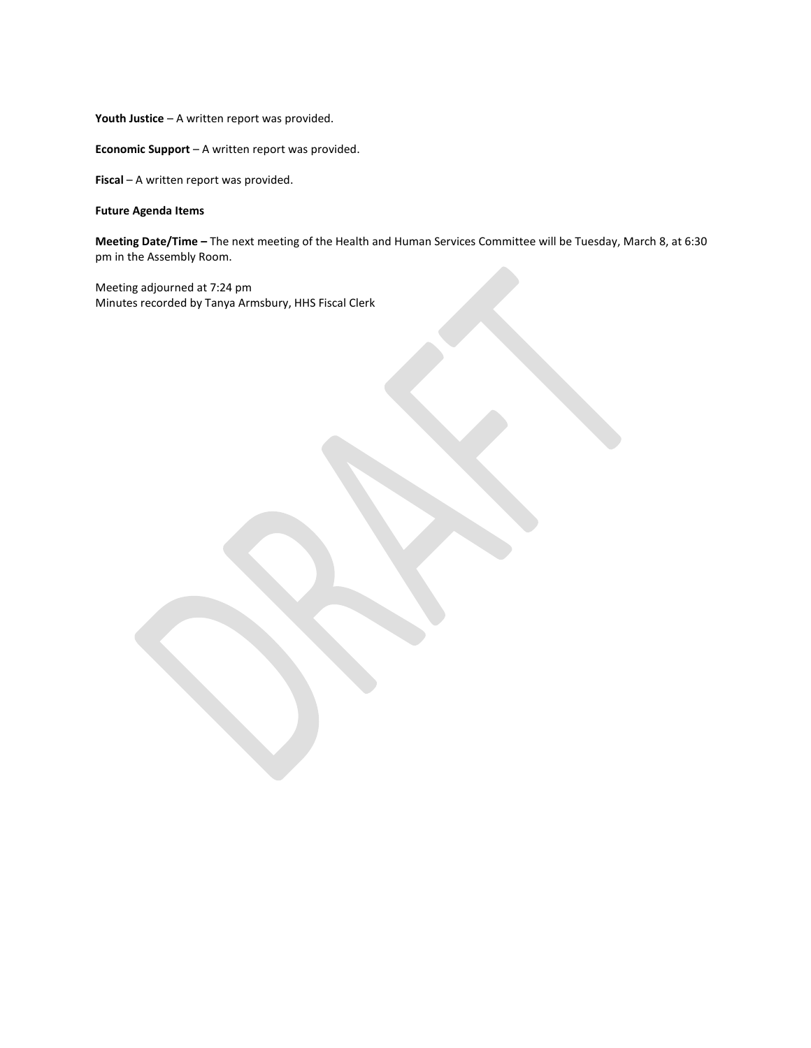**Youth Justice** – A written report was provided.

**Economic Support** – A written report was provided.

**Fiscal** – A written report was provided.

**Future Agenda Items**

**Meeting Date/Time –** The next meeting of the Health and Human Services Committee will be Tuesday, March 8, at 6:30 pm in the Assembly Room.

Meeting adjourned at 7:24 pm
Minutes recorded by Tanya Armsbury, HHS Fiscal Clerk